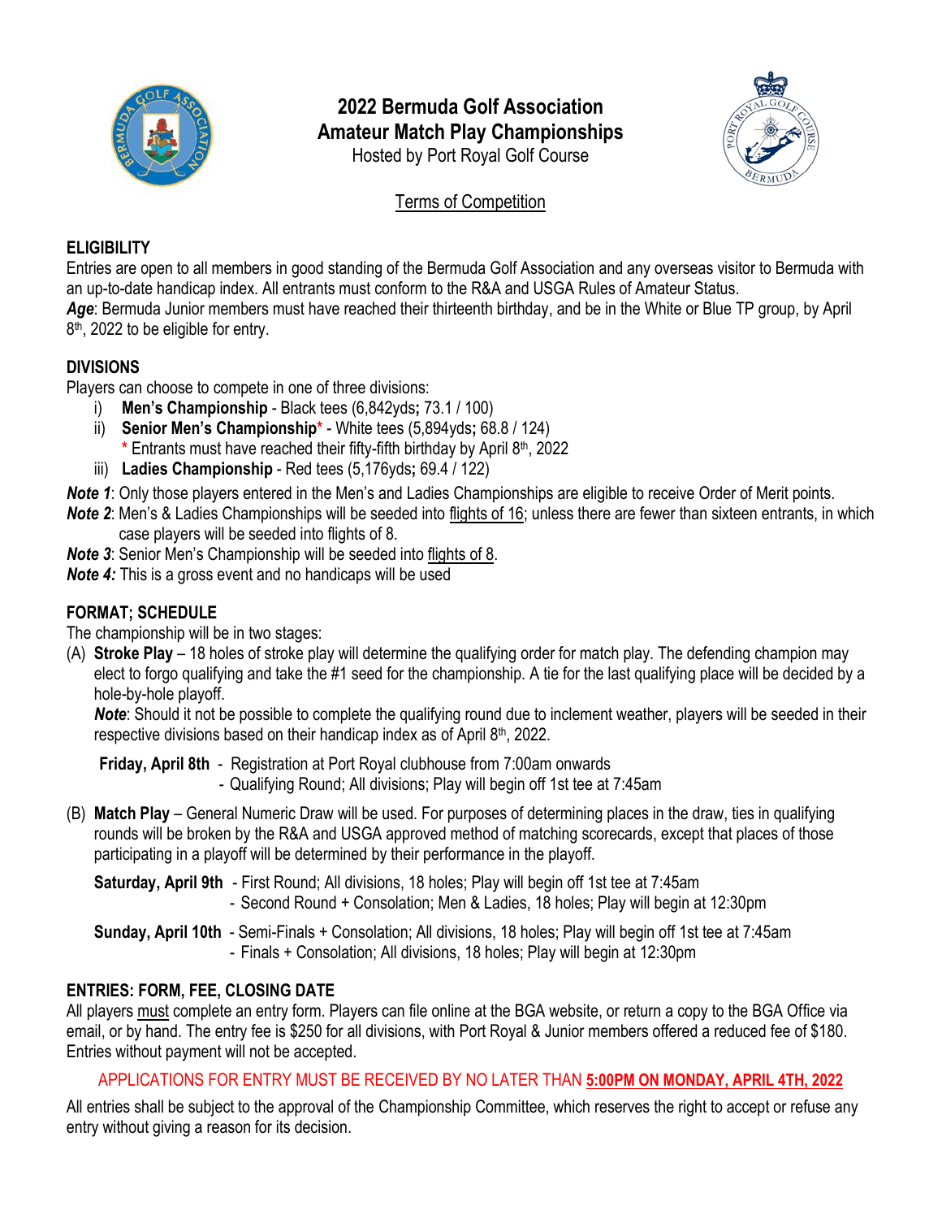# 2022 Bermuda Golf Association
# Amateur Match Play Championships

Hosted by Port Royal Golf Course

Terms of Competition

## ELIGIBILITY

Entries are open to all members in good standing of the Bermuda Golf Association and any overseas visitor to Bermuda with an up-to-date handicap index. All entrants must conform to the R&A and USGA Rules of Amateur Status.

***Age***: Bermuda Junior members must have reached their thirteenth birthday, and be in the White or Blue TP group, by April 8th, 2022 to be eligible for entry.

## DIVISIONS

Players can choose to compete in one of three divisions:

i) **Men's Championship** - Black tees (6,842yds**;** 73.1 / 100)

ii) **Senior Men's Championship*** - White tees (5,894yds**;** 68.8 / 124)
   \* Entrants must have reached their fifty-fifth birthday by April 8th, 2022

iii) **Ladies Championship** - Red tees (5,176yds**;** 69.4 / 122)

***Note 1***: Only those players entered in the Men's and Ladies Championships are eligible to receive Order of Merit points.

***Note 2***: Men's & Ladies Championships will be seeded into flights of 16; unless there are fewer than sixteen entrants, in which case players will be seeded into flights of 8.

***Note 3***: Senior Men's Championship will be seeded into flights of 8.

***Note 4:*** This is a gross event and no handicaps will be used

## FORMAT; SCHEDULE

The championship will be in two stages:

(A) **Stroke Play** – 18 holes of stroke play will determine the qualifying order for match play. The defending champion may elect to forgo qualifying and take the #1 seed for the championship. A tie for the last qualifying place will be decided by a hole-by-hole playoff.

***Note***: Should it not be possible to complete the qualifying round due to inclement weather, players will be seeded in their respective divisions based on their handicap index as of April 8th, 2022.

**Friday, April 8th** - Registration at Port Royal clubhouse from 7:00am onwards
- Qualifying Round; All divisions; Play will begin off 1st tee at 7:45am

(B) **Match Play** – General Numeric Draw will be used. For purposes of determining places in the draw, ties in qualifying rounds will be broken by the R&A and USGA approved method of matching scorecards, except that places of those participating in a playoff will be determined by their performance in the playoff.

**Saturday, April 9th** - First Round; All divisions, 18 holes; Play will begin off 1st tee at 7:45am
- Second Round + Consolation; Men & Ladies, 18 holes; Play will begin at 12:30pm

**Sunday, April 10th** - Semi-Finals + Consolation; All divisions, 18 holes; Play will begin off 1st tee at 7:45am
- Finals + Consolation; All divisions, 18 holes; Play will begin at 12:30pm

## ENTRIES: FORM, FEE, CLOSING DATE

All players must complete an entry form. Players can file online at the BGA website, or return a copy to the BGA Office via email, or by hand. The entry fee is $250 for all divisions, with Port Royal & Junior members offered a reduced fee of $180. Entries without payment will not be accepted.

APPLICATIONS FOR ENTRY MUST BE RECEIVED BY NO LATER THAN **5:00PM ON MONDAY, APRIL 4TH, 2022**

All entries shall be subject to the approval of the Championship Committee, which reserves the right to accept or refuse any entry without giving a reason for its decision.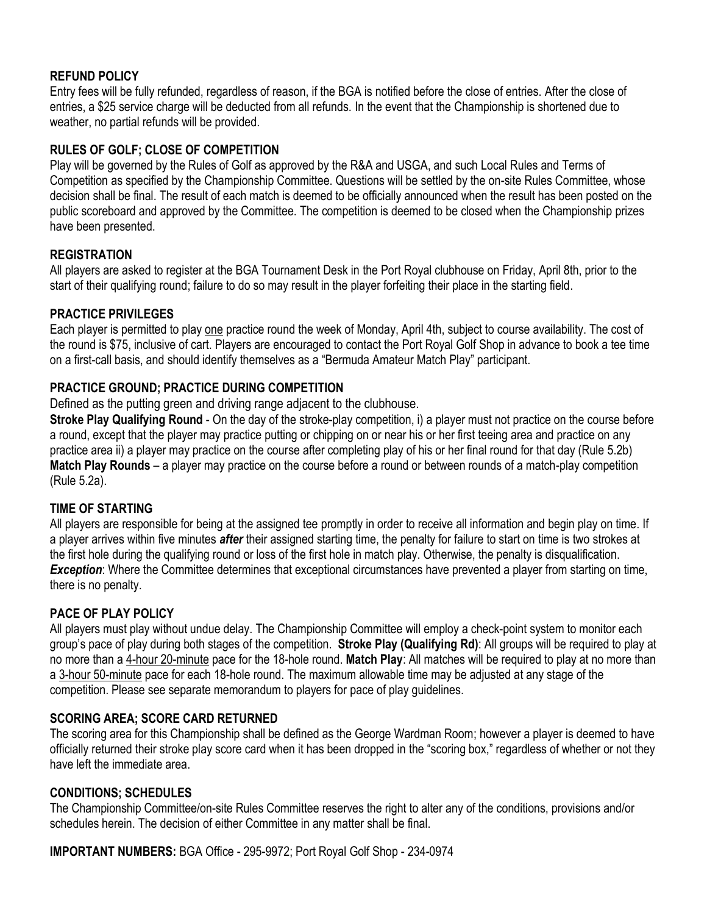## REFUND POLICY

Entry fees will be fully refunded, regardless of reason, if the BGA is notified before the close of entries. After the close of entries, a $25 service charge will be deducted from all refunds. In the event that the Championship is shortened due to weather, no partial refunds will be provided.

## RULES OF GOLF; CLOSE OF COMPETITION

Play will be governed by the Rules of Golf as approved by the R&A and USGA, and such Local Rules and Terms of Competition as specified by the Championship Committee. Questions will be settled by the on-site Rules Committee, whose decision shall be final. The result of each match is deemed to be officially announced when the result has been posted on the public scoreboard and approved by the Committee. The competition is deemed to be closed when the Championship prizes have been presented.

## REGISTRATION

All players are asked to register at the BGA Tournament Desk in the Port Royal clubhouse on Friday, April 8th, prior to the start of their qualifying round; failure to do so may result in the player forfeiting their place in the starting field.

## PRACTICE PRIVILEGES

Each player is permitted to play one practice round the week of Monday, April 4th, subject to course availability. The cost of the round is $75, inclusive of cart. Players are encouraged to contact the Port Royal Golf Shop in advance to book a tee time on a first-call basis, and should identify themselves as a "Bermuda Amateur Match Play" participant.

## PRACTICE GROUND; PRACTICE DURING COMPETITION

Defined as the putting green and driving range adjacent to the clubhouse.

**Stroke Play Qualifying Round** - On the day of the stroke-play competition, i) a player must not practice on the course before a round, except that the player may practice putting or chipping on or near his or her first teeing area and practice on any practice area ii) a player may practice on the course after completing play of his or her final round for that day (Rule 5.2b)

**Match Play Rounds** – a player may practice on the course before a round or between rounds of a match-play competition (Rule 5.2a).

## TIME OF STARTING

All players are responsible for being at the assigned tee promptly in order to receive all information and begin play on time. If a player arrives within five minutes ***after*** their assigned starting time, the penalty for failure to start on time is two strokes at the first hole during the qualifying round or loss of the first hole in match play. Otherwise, the penalty is disqualification. ***Exception***: Where the Committee determines that exceptional circumstances have prevented a player from starting on time, there is no penalty.

## PACE OF PLAY POLICY

All players must play without undue delay. The Championship Committee will employ a check-point system to monitor each group's pace of play during both stages of the competition. **Stroke Play (Qualifying Rd)**: All groups will be required to play at no more than a 4-hour 20-minute pace for the 18-hole round. **Match Play**: All matches will be required to play at no more than a 3-hour 50-minute pace for each 18-hole round. The maximum allowable time may be adjusted at any stage of the competition. Please see separate memorandum to players for pace of play guidelines.

## SCORING AREA; SCORE CARD RETURNED

The scoring area for this Championship shall be defined as the George Wardman Room; however a player is deemed to have officially returned their stroke play score card when it has been dropped in the "scoring box," regardless of whether or not they have left the immediate area.

## CONDITIONS; SCHEDULES

The Championship Committee/on-site Rules Committee reserves the right to alter any of the conditions, provisions and/or schedules herein. The decision of either Committee in any matter shall be final.

**IMPORTANT NUMBERS:** BGA Office - 295-9972; Port Royal Golf Shop - 234-0974